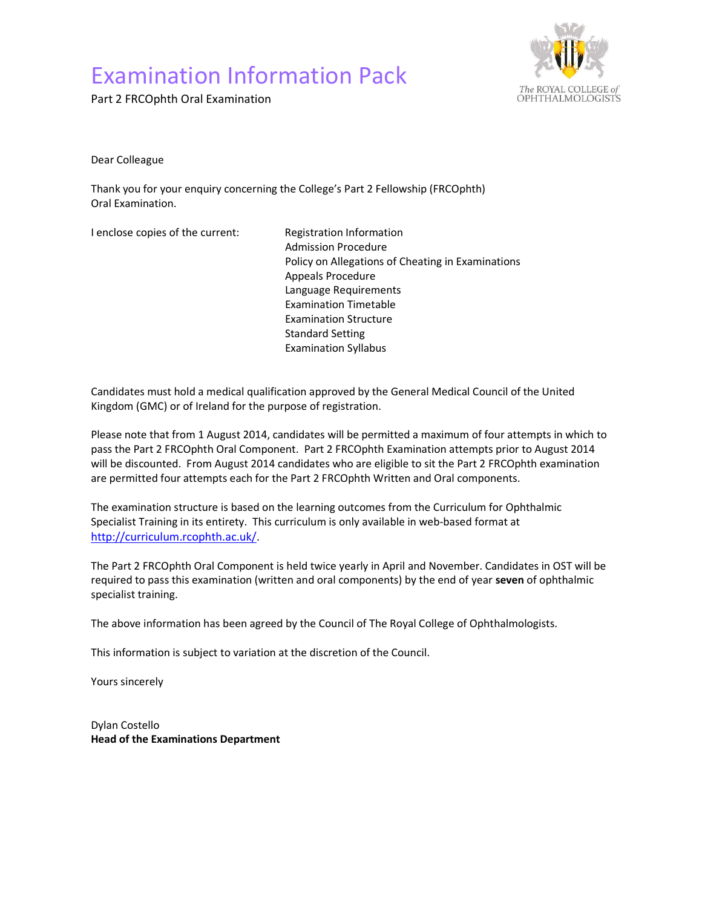# Examination Information Pack

Part 2 FRCOphth Oral Examination

Dear Colleague

Thank you for your enquiry concerning the College's Part 2 Fellowship (FRCOphth) Oral Examination.

I enclose copies of the current:

- Registration Information
- Admission Procedure
- Policy on Allegations of Cheating in Examinations
- Appeals Procedure
- Language Requirements
- Examination Timetable
- Examination Structure
- Standard Setting
- Examination Syllabus

Candidates must hold a medical qualification approved by the General Medical Council of the United Kingdom (GMC) or of Ireland for the purpose of registration.

Please note that from 1 August 2014, candidates will be permitted a maximum of four attempts in which to pass the Part 2 FRCOphth Oral Component. Part 2 FRCOphth Examination attempts prior to August 2014 will be discounted. From August 2014 candidates who are eligible to sit the Part 2 FRCOphth examination are permitted four attempts each for the Part 2 FRCOphth Written and Oral components.

The examination structure is based on the learning outcomes from the Curriculum for Ophthalmic Specialist Training in its entirety. This curriculum is only available in web-based format at http://curriculum.rcophth.ac.uk/.

The Part 2 FRCOphth Oral Component is held twice yearly in April and November. Candidates in OST will be required to pass this examination (written and oral components) by the end of year **seven** of ophthalmic specialist training.

The above information has been agreed by the Council of The Royal College of Ophthalmologists.

This information is subject to variation at the discretion of the Council.

Yours sincerely

Dylan Costello
**Head of the Examinations Department**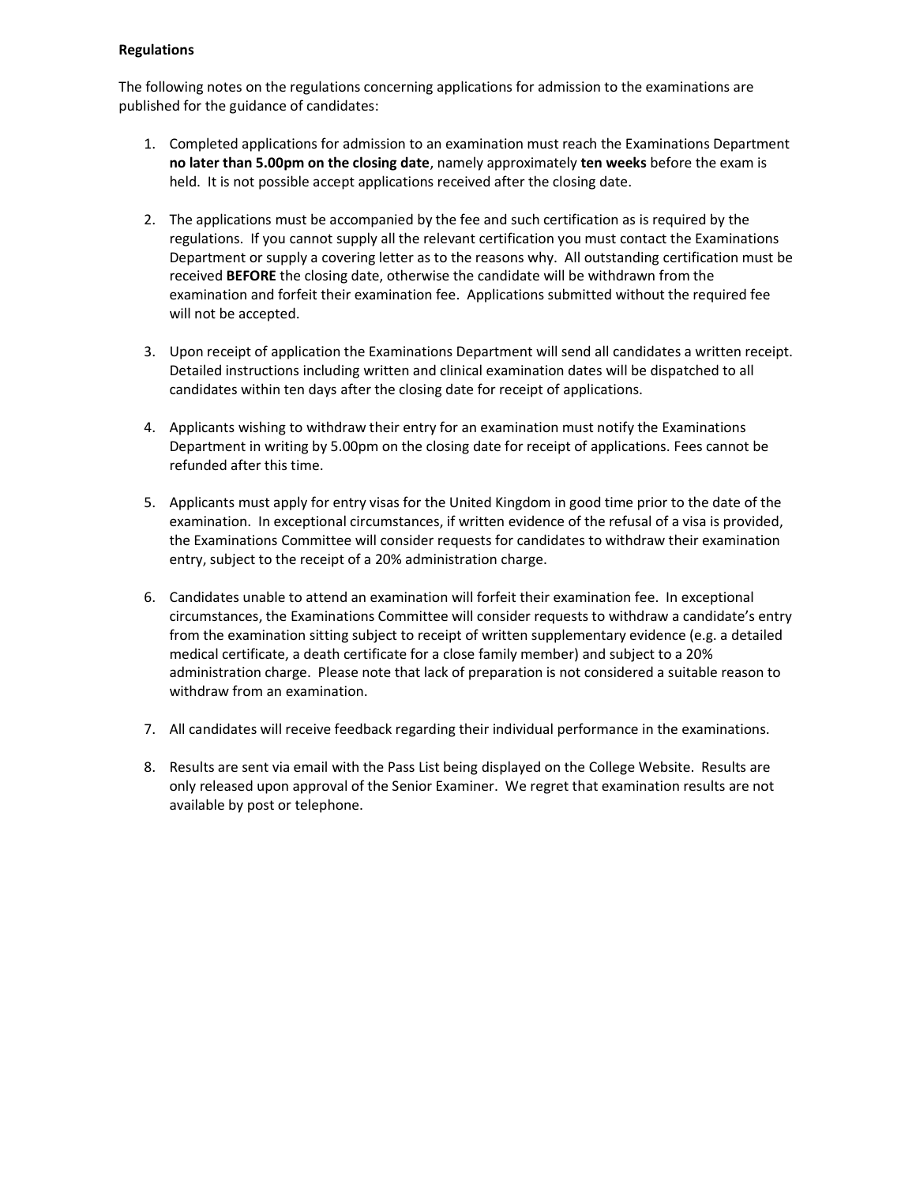**Regulations**

The following notes on the regulations concerning applications for admission to the examinations are published for the guidance of candidates:

1. Completed applications for admission to an examination must reach the Examinations Department **no later than 5.00pm on the closing date**, namely approximately **ten weeks** before the exam is held. It is not possible accept applications received after the closing date.

2. The applications must be accompanied by the fee and such certification as is required by the regulations. If you cannot supply all the relevant certification you must contact the Examinations Department or supply a covering letter as to the reasons why. All outstanding certification must be received **BEFORE** the closing date, otherwise the candidate will be withdrawn from the examination and forfeit their examination fee. Applications submitted without the required fee will not be accepted.

3. Upon receipt of application the Examinations Department will send all candidates a written receipt. Detailed instructions including written and clinical examination dates will be dispatched to all candidates within ten days after the closing date for receipt of applications.

4. Applicants wishing to withdraw their entry for an examination must notify the Examinations Department in writing by 5.00pm on the closing date for receipt of applications. Fees cannot be refunded after this time.

5. Applicants must apply for entry visas for the United Kingdom in good time prior to the date of the examination. In exceptional circumstances, if written evidence of the refusal of a visa is provided, the Examinations Committee will consider requests for candidates to withdraw their examination entry, subject to the receipt of a 20% administration charge.

6. Candidates unable to attend an examination will forfeit their examination fee. In exceptional circumstances, the Examinations Committee will consider requests to withdraw a candidate's entry from the examination sitting subject to receipt of written supplementary evidence (e.g. a detailed medical certificate, a death certificate for a close family member) and subject to a 20% administration charge. Please note that lack of preparation is not considered a suitable reason to withdraw from an examination.

7. All candidates will receive feedback regarding their individual performance in the examinations.

8. Results are sent via email with the Pass List being displayed on the College Website. Results are only released upon approval of the Senior Examiner. We regret that examination results are not available by post or telephone.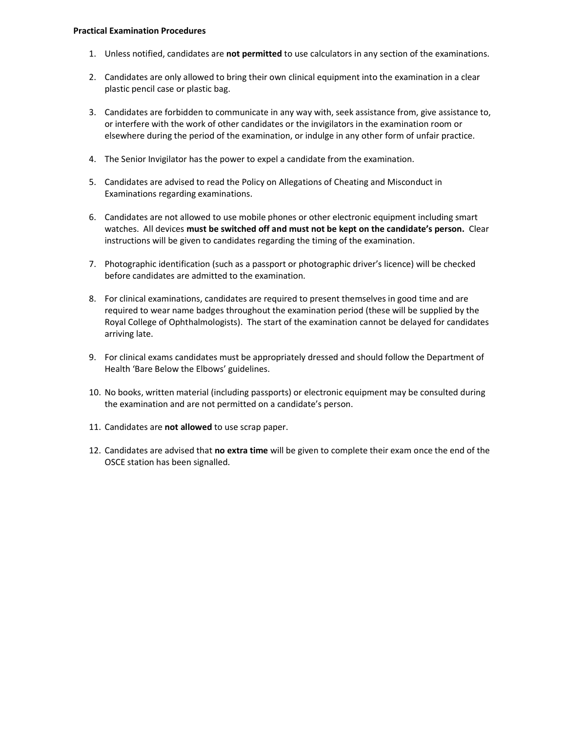**Practical Examination Procedures**

1. Unless notified, candidates are **not permitted** to use calculators in any section of the examinations.
2. Candidates are only allowed to bring their own clinical equipment into the examination in a clear plastic pencil case or plastic bag.
3. Candidates are forbidden to communicate in any way with, seek assistance from, give assistance to, or interfere with the work of other candidates or the invigilators in the examination room or elsewhere during the period of the examination, or indulge in any other form of unfair practice.
4. The Senior Invigilator has the power to expel a candidate from the examination.
5. Candidates are advised to read the Policy on Allegations of Cheating and Misconduct in Examinations regarding examinations.
6. Candidates are not allowed to use mobile phones or other electronic equipment including smart watches. All devices **must be switched off and must not be kept on the candidate's person.** Clear instructions will be given to candidates regarding the timing of the examination.
7. Photographic identification (such as a passport or photographic driver's licence) will be checked before candidates are admitted to the examination.
8. For clinical examinations, candidates are required to present themselves in good time and are required to wear name badges throughout the examination period (these will be supplied by the Royal College of Ophthalmologists). The start of the examination cannot be delayed for candidates arriving late.
9. For clinical exams candidates must be appropriately dressed and should follow the Department of Health 'Bare Below the Elbows' guidelines.
10. No books, written material (including passports) or electronic equipment may be consulted during the examination and are not permitted on a candidate's person.
11. Candidates are **not allowed** to use scrap paper.
12. Candidates are advised that **no extra time** will be given to complete their exam once the end of the OSCE station has been signalled.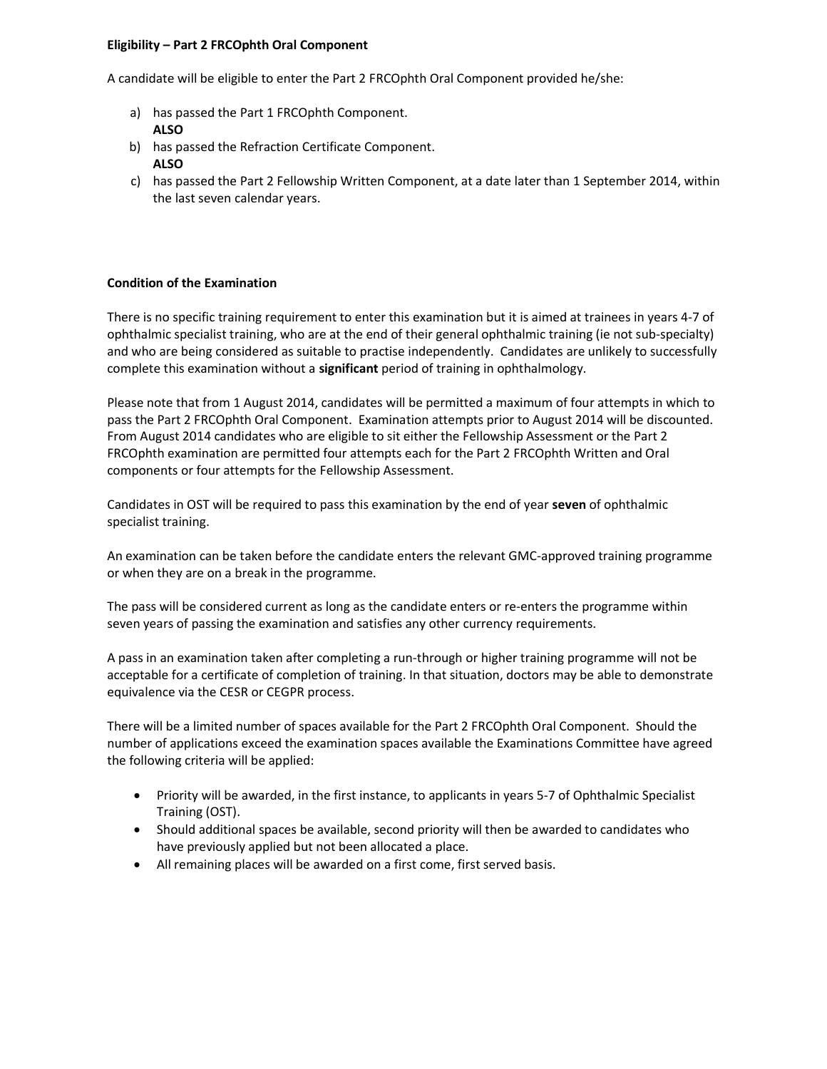**Eligibility – Part 2 FRCOphth Oral Component**

A candidate will be eligible to enter the Part 2 FRCOphth Oral Component provided he/she:

a) has passed the Part 1 FRCOphth Component.
   **ALSO**
b) has passed the Refraction Certificate Component.
   **ALSO**
c) has passed the Part 2 Fellowship Written Component, at a date later than 1 September 2014, within the last seven calendar years.

**Condition of the Examination**

There is no specific training requirement to enter this examination but it is aimed at trainees in years 4-7 of ophthalmic specialist training, who are at the end of their general ophthalmic training (ie not sub-specialty) and who are being considered as suitable to practise independently. Candidates are unlikely to successfully complete this examination without a **significant** period of training in ophthalmology.

Please note that from 1 August 2014, candidates will be permitted a maximum of four attempts in which to pass the Part 2 FRCOphth Oral Component. Examination attempts prior to August 2014 will be discounted. From August 2014 candidates who are eligible to sit either the Fellowship Assessment or the Part 2 FRCOphth examination are permitted four attempts each for the Part 2 FRCOphth Written and Oral components or four attempts for the Fellowship Assessment.

Candidates in OST will be required to pass this examination by the end of year **seven** of ophthalmic specialist training.

An examination can be taken before the candidate enters the relevant GMC-approved training programme or when they are on a break in the programme.

The pass will be considered current as long as the candidate enters or re-enters the programme within seven years of passing the examination and satisfies any other currency requirements.

A pass in an examination taken after completing a run-through or higher training programme will not be acceptable for a certificate of completion of training. In that situation, doctors may be able to demonstrate equivalence via the CESR or CEGPR process.

There will be a limited number of spaces available for the Part 2 FRCOphth Oral Component. Should the number of applications exceed the examination spaces available the Examinations Committee have agreed the following criteria will be applied:

- Priority will be awarded, in the first instance, to applicants in years 5-7 of Ophthalmic Specialist Training (OST).
- Should additional spaces be available, second priority will then be awarded to candidates who have previously applied but not been allocated a place.
- All remaining places will be awarded on a first come, first served basis.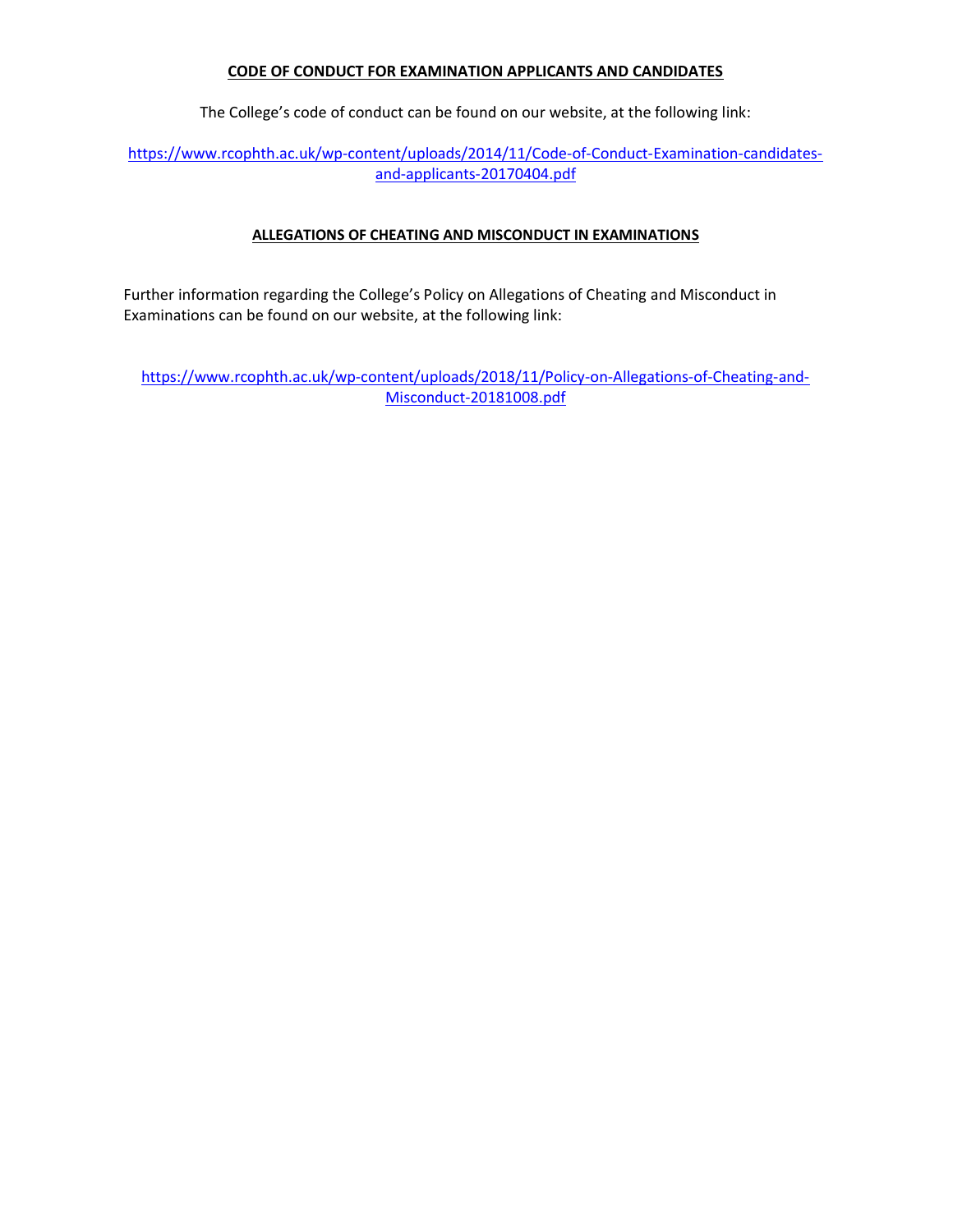## CODE OF CONDUCT FOR EXAMINATION APPLICANTS AND CANDIDATES

The College's code of conduct can be found on our website, at the following link:

https://www.rcophth.ac.uk/wp-content/uploads/2014/11/Code-of-Conduct-Examination-candidates-and-applicants-20170404.pdf

## ALLEGATIONS OF CHEATING AND MISCONDUCT IN EXAMINATIONS

Further information regarding the College's Policy on Allegations of Cheating and Misconduct in Examinations can be found on our website, at the following link:

https://www.rcophth.ac.uk/wp-content/uploads/2018/11/Policy-on-Allegations-of-Cheating-and-Misconduct-20181008.pdf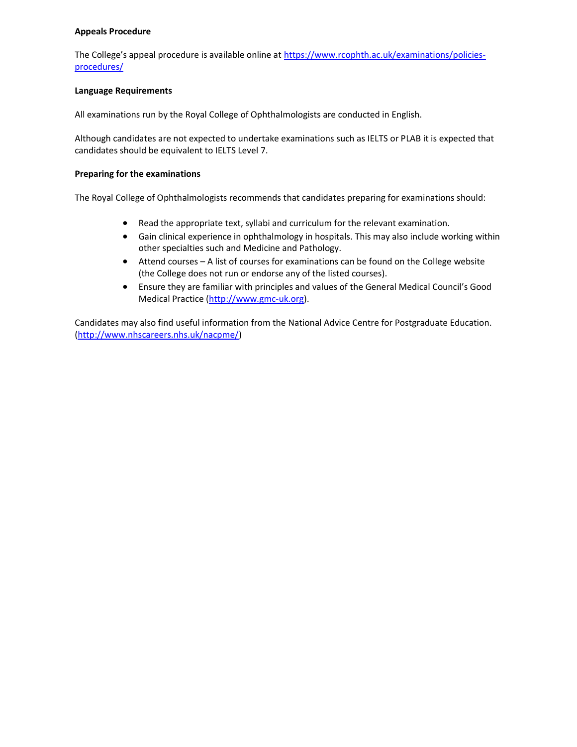**Appeals Procedure**

The College's appeal procedure is available online at https://www.rcophth.ac.uk/examinations/policies-procedures/

**Language Requirements**

All examinations run by the Royal College of Ophthalmologists are conducted in English.

Although candidates are not expected to undertake examinations such as IELTS or PLAB it is expected that candidates should be equivalent to IELTS Level 7.

**Preparing for the examinations**

The Royal College of Ophthalmologists recommends that candidates preparing for examinations should:

- Read the appropriate text, syllabi and curriculum for the relevant examination.
- Gain clinical experience in ophthalmology in hospitals. This may also include working within other specialties such and Medicine and Pathology.
- Attend courses – A list of courses for examinations can be found on the College website (the College does not run or endorse any of the listed courses).
- Ensure they are familiar with principles and values of the General Medical Council's Good Medical Practice (http://www.gmc-uk.org).

Candidates may also find useful information from the National Advice Centre for Postgraduate Education. (http://www.nhscareers.nhs.uk/nacpme/)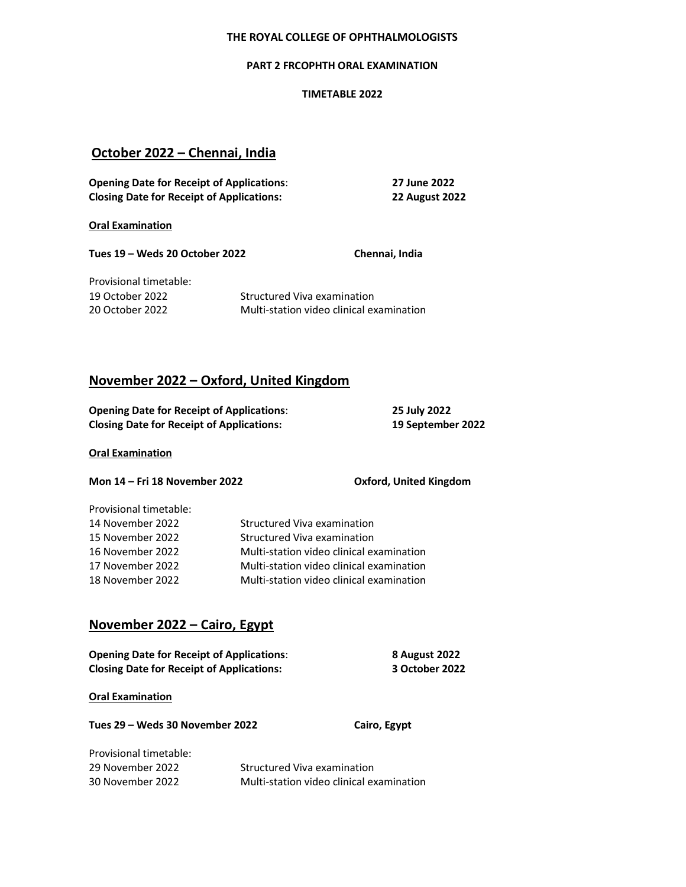**THE ROYAL COLLEGE OF OPHTHALMOLOGISTS**

**PART 2 FRCOPHTH ORAL EXAMINATION**

**TIMETABLE 2022**

## October 2022 – Chennai, India

**Opening Date for Receipt of Applications**: **27 June 2022**
**Closing Date for Receipt of Applications:** **22 August 2022**

**Oral Examination**

**Tues 19 – Weds 20 October 2022** **Chennai, India**

Provisional timetable:

| | |
|---|---|
| 19 October 2022 | Structured Viva examination |
| 20 October 2022 | Multi-station video clinical examination |

## November 2022 – Oxford, United Kingdom

**Opening Date for Receipt of Applications**: **25 July 2022**
**Closing Date for Receipt of Applications:** **19 September 2022**

**Oral Examination**

**Mon 14 – Fri 18 November 2022** **Oxford, United Kingdom**

Provisional timetable:

| | |
|---|---|
| 14 November 2022 | Structured Viva examination |
| 15 November 2022 | Structured Viva examination |
| 16 November 2022 | Multi-station video clinical examination |
| 17 November 2022 | Multi-station video clinical examination |
| 18 November 2022 | Multi-station video clinical examination |

## November 2022 – Cairo, Egypt

**Opening Date for Receipt of Applications**: **8 August 2022**
**Closing Date for Receipt of Applications:** **3 October 2022**

**Oral Examination**

**Tues 29 – Weds 30 November 2022** **Cairo, Egypt**

Provisional timetable:

| | |
|---|---|
| 29 November 2022 | Structured Viva examination |
| 30 November 2022 | Multi-station video clinical examination |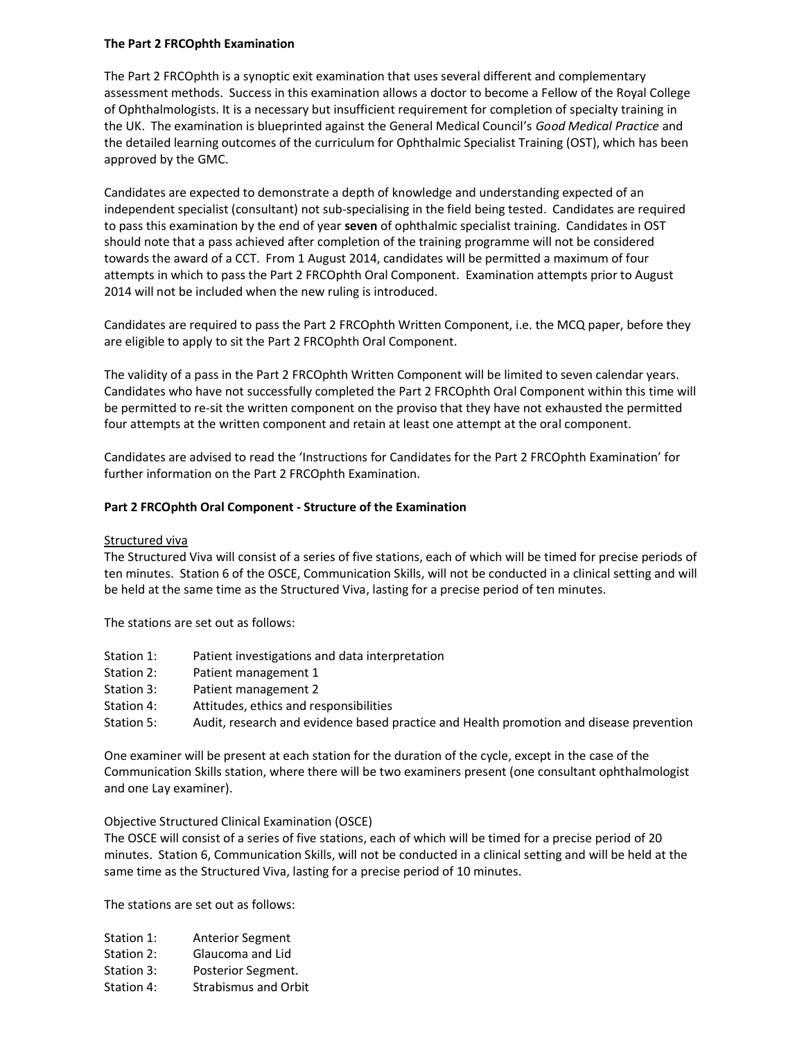**The Part 2 FRCOphth Examination**

The Part 2 FRCOphth is a synoptic exit examination that uses several different and complementary assessment methods. Success in this examination allows a doctor to become a Fellow of the Royal College of Ophthalmologists. It is a necessary but insufficient requirement for completion of specialty training in the UK. The examination is blueprinted against the General Medical Council's *Good Medical Practice* and the detailed learning outcomes of the curriculum for Ophthalmic Specialist Training (OST), which has been approved by the GMC.

Candidates are expected to demonstrate a depth of knowledge and understanding expected of an independent specialist (consultant) not sub-specialising in the field being tested. Candidates are required to pass this examination by the end of year **seven** of ophthalmic specialist training. Candidates in OST should note that a pass achieved after completion of the training programme will not be considered towards the award of a CCT. From 1 August 2014, candidates will be permitted a maximum of four attempts in which to pass the Part 2 FRCOphth Oral Component. Examination attempts prior to August 2014 will not be included when the new ruling is introduced.

Candidates are required to pass the Part 2 FRCOphth Written Component, i.e. the MCQ paper, before they are eligible to apply to sit the Part 2 FRCOphth Oral Component.

The validity of a pass in the Part 2 FRCOphth Written Component will be limited to seven calendar years. Candidates who have not successfully completed the Part 2 FRCOphth Oral Component within this time will be permitted to re-sit the written component on the proviso that they have not exhausted the permitted four attempts at the written component and retain at least one attempt at the oral component.

Candidates are advised to read the 'Instructions for Candidates for the Part 2 FRCOphth Examination' for further information on the Part 2 FRCOphth Examination.

**Part 2 FRCOphth Oral Component - Structure of the Examination**

Structured viva

The Structured Viva will consist of a series of five stations, each of which will be timed for precise periods of ten minutes. Station 6 of the OSCE, Communication Skills, will not be conducted in a clinical setting and will be held at the same time as the Structured Viva, lasting for a precise period of ten minutes.

The stations are set out as follows:

- Station 1: Patient investigations and data interpretation
- Station 2: Patient management 1
- Station 3: Patient management 2
- Station 4: Attitudes, ethics and responsibilities
- Station 5: Audit, research and evidence based practice and Health promotion and disease prevention

One examiner will be present at each station for the duration of the cycle, except in the case of the Communication Skills station, where there will be two examiners present (one consultant ophthalmologist and one Lay examiner).

Objective Structured Clinical Examination (OSCE)

The OSCE will consist of a series of five stations, each of which will be timed for a precise period of 20 minutes. Station 6, Communication Skills, will not be conducted in a clinical setting and will be held at the same time as the Structured Viva, lasting for a precise period of 10 minutes.

The stations are set out as follows:

- Station 1: Anterior Segment
- Station 2: Glaucoma and Lid
- Station 3: Posterior Segment.
- Station 4: Strabismus and Orbit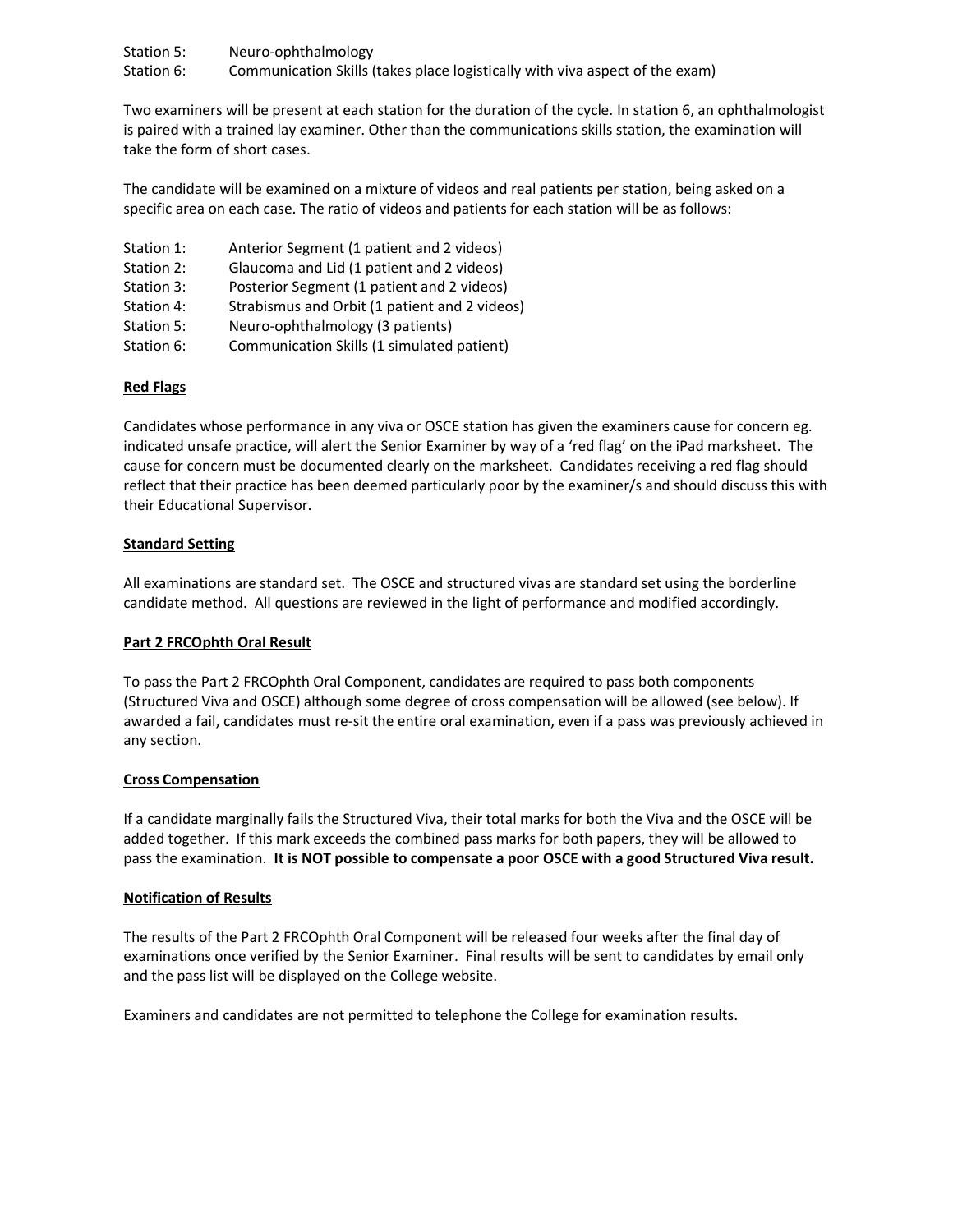Station 5: Neuro-ophthalmology

Station 6: Communication Skills (takes place logistically with viva aspect of the exam)

Two examiners will be present at each station for the duration of the cycle. In station 6, an ophthalmologist is paired with a trained lay examiner. Other than the communications skills station, the examination will take the form of short cases.

The candidate will be examined on a mixture of videos and real patients per station, being asked on a specific area on each case. The ratio of videos and patients for each station will be as follows:

Station 1: Anterior Segment (1 patient and 2 videos)

Station 2: Glaucoma and Lid (1 patient and 2 videos)

Station 3: Posterior Segment (1 patient and 2 videos)

Station 4: Strabismus and Orbit (1 patient and 2 videos)

Station 5: Neuro-ophthalmology (3 patients)

Station 6: Communication Skills (1 simulated patient)

## Red Flags

Candidates whose performance in any viva or OSCE station has given the examiners cause for concern eg. indicated unsafe practice, will alert the Senior Examiner by way of a 'red flag' on the iPad marksheet. The cause for concern must be documented clearly on the marksheet. Candidates receiving a red flag should reflect that their practice has been deemed particularly poor by the examiner/s and should discuss this with their Educational Supervisor.

## Standard Setting

All examinations are standard set. The OSCE and structured vivas are standard set using the borderline candidate method. All questions are reviewed in the light of performance and modified accordingly.

## Part 2 FRCOphth Oral Result

To pass the Part 2 FRCOphth Oral Component, candidates are required to pass both components (Structured Viva and OSCE) although some degree of cross compensation will be allowed (see below). If awarded a fail, candidates must re-sit the entire oral examination, even if a pass was previously achieved in any section.

## Cross Compensation

If a candidate marginally fails the Structured Viva, their total marks for both the Viva and the OSCE will be added together. If this mark exceeds the combined pass marks for both papers, they will be allowed to pass the examination. **It is NOT possible to compensate a poor OSCE with a good Structured Viva result.**

## Notification of Results

The results of the Part 2 FRCOphth Oral Component will be released four weeks after the final day of examinations once verified by the Senior Examiner. Final results will be sent to candidates by email only and the pass list will be displayed on the College website.

Examiners and candidates are not permitted to telephone the College for examination results.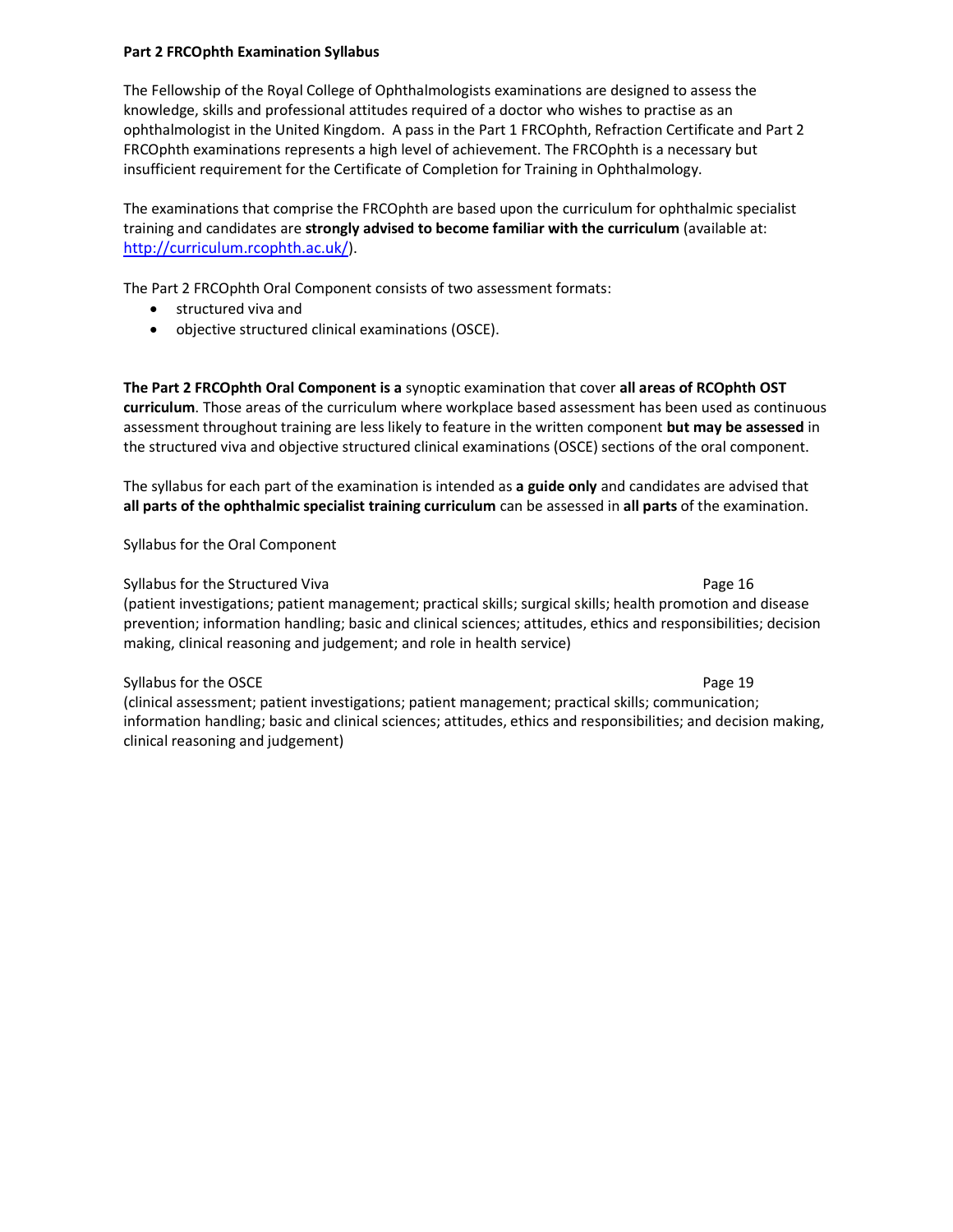**Part 2 FRCOphth Examination Syllabus**

The Fellowship of the Royal College of Ophthalmologists examinations are designed to assess the knowledge, skills and professional attitudes required of a doctor who wishes to practise as an ophthalmologist in the United Kingdom. A pass in the Part 1 FRCOphth, Refraction Certificate and Part 2 FRCOphth examinations represents a high level of achievement. The FRCOphth is a necessary but insufficient requirement for the Certificate of Completion for Training in Ophthalmology.

The examinations that comprise the FRCOphth are based upon the curriculum for ophthalmic specialist training and candidates are **strongly advised to become familiar with the curriculum** (available at: [http://curriculum.rcophth.ac.uk/](http://curriculum.rcophth.ac.uk/)).

The Part 2 FRCOphth Oral Component consists of two assessment formats:

- structured viva and
- objective structured clinical examinations (OSCE).

**The Part 2 FRCOphth Oral Component is a** synoptic examination that cover **all areas of RCOphth OST curriculum**. Those areas of the curriculum where workplace based assessment has been used as continuous assessment throughout training are less likely to feature in the written component **but may be assessed** in the structured viva and objective structured clinical examinations (OSCE) sections of the oral component.

The syllabus for each part of the examination is intended as **a guide only** and candidates are advised that **all parts of the ophthalmic specialist training curriculum** can be assessed in **all parts** of the examination.

Syllabus for the Oral Component

Syllabus for the Structured Viva — Page 16
(patient investigations; patient management; practical skills; surgical skills; health promotion and disease prevention; information handling; basic and clinical sciences; attitudes, ethics and responsibilities; decision making, clinical reasoning and judgement; and role in health service)

Syllabus for the OSCE — Page 19
(clinical assessment; patient investigations; patient management; practical skills; communication; information handling; basic and clinical sciences; attitudes, ethics and responsibilities; and decision making, clinical reasoning and judgement)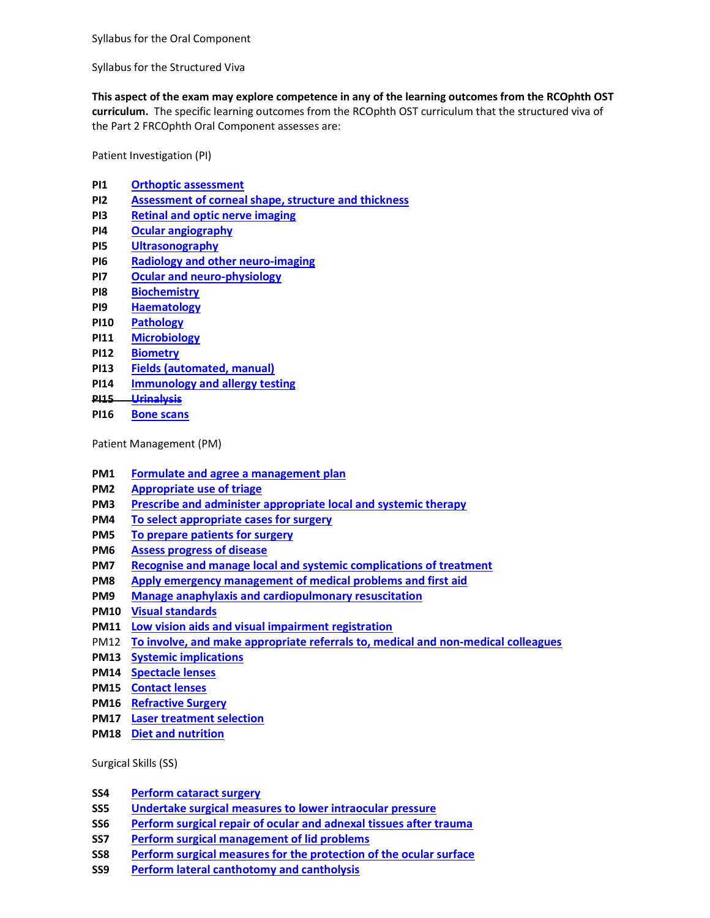Syllabus for the Oral Component

Syllabus for the Structured Viva

**This aspect of the exam may explore competence in any of the learning outcomes from the RCOphth OST curriculum.** The specific learning outcomes from the RCOphth OST curriculum that the structured viva of the Part 2 FRCOphth Oral Component assesses are:

Patient Investigation (PI)

**PI1** Orthoptic assessment
**PI2** Assessment of corneal shape, structure and thickness
**PI3** Retinal and optic nerve imaging
**PI4** Ocular angiography
**PI5** Ultrasonography
**PI6** Radiology and other neuro-imaging
**PI7** Ocular and neuro-physiology
**PI8** Biochemistry
**PI9** Haematology
**PI10** Pathology
**PI11** Microbiology
**PI12** Biometry
**PI13** Fields (automated, manual)
**PI14** Immunology and allergy testing
~~**PI15** Urinalysis~~
**PI16** Bone scans

Patient Management (PM)

**PM1** Formulate and agree a management plan
**PM2** Appropriate use of triage
**PM3** Prescribe and administer appropriate local and systemic therapy
**PM4** To select appropriate cases for surgery
**PM5** To prepare patients for surgery
**PM6** Assess progress of disease
**PM7** Recognise and manage local and systemic complications of treatment
**PM8** Apply emergency management of medical problems and first aid
**PM9** Manage anaphylaxis and cardiopulmonary resuscitation
**PM10** Visual standards
**PM11** Low vision aids and visual impairment registration
PM12 To involve, and make appropriate referrals to, medical and non-medical colleagues
**PM13** Systemic implications
**PM14** Spectacle lenses
**PM15** Contact lenses
**PM16** Refractive Surgery
**PM17** Laser treatment selection
**PM18** Diet and nutrition

Surgical Skills (SS)

**SS4** Perform cataract surgery
**SS5** Undertake surgical measures to lower intraocular pressure
**SS6** Perform surgical repair of ocular and adnexal tissues after trauma
**SS7** Perform surgical management of lid problems
**SS8** Perform surgical measures for the protection of the ocular surface
**SS9** Perform lateral canthotomy and cantholysis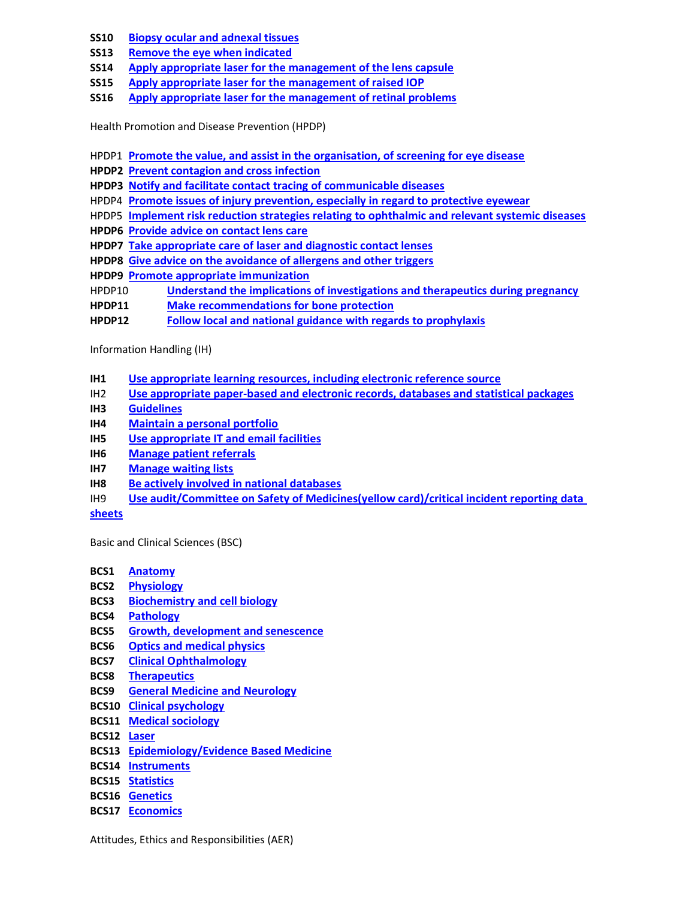**SS10** Biopsy ocular and adnexal tissues
**SS13** Remove the eye when indicated
**SS14** Apply appropriate laser for the management of the lens capsule
**SS15** Apply appropriate laser for the management of raised IOP
**SS16** Apply appropriate laser for the management of retinal problems

Health Promotion and Disease Prevention (HPDP)

HPDP1 Promote the value, and assist in the organisation, of screening for eye disease
**HPDP2** Prevent contagion and cross infection
**HPDP3** Notify and facilitate contact tracing of communicable diseases
HPDP4 Promote issues of injury prevention, especially in regard to protective eyewear
HPDP5 Implement risk reduction strategies relating to ophthalmic and relevant systemic diseases
**HPDP6** Provide advice on contact lens care
**HPDP7** Take appropriate care of laser and diagnostic contact lenses
**HPDP8** Give advice on the avoidance of allergens and other triggers
**HPDP9** Promote appropriate immunization
HPDP10 Understand the implications of investigations and therapeutics during pregnancy
**HPDP11** Make recommendations for bone protection
**HPDP12** Follow local and national guidance with regards to prophylaxis

Information Handling (IH)

**IH1** Use appropriate learning resources, including electronic reference source
IH2 Use appropriate paper-based and electronic records, databases and statistical packages
**IH3** Guidelines
**IH4** Maintain a personal portfolio
**IH5** Use appropriate IT and email facilities
**IH6** Manage patient referrals
**IH7** Manage waiting lists
**IH8** Be actively involved in national databases
IH9 Use audit/Committee on Safety of Medicines(yellow card)/critical incident reporting data sheets

Basic and Clinical Sciences (BSC)

**BCS1** Anatomy
**BCS2** Physiology
**BCS3** Biochemistry and cell biology
**BCS4** Pathology
**BCS5** Growth, development and senescence
**BCS6** Optics and medical physics
**BCS7** Clinical Ophthalmology
**BCS8** Therapeutics
**BCS9** General Medicine and Neurology
**BCS10** Clinical psychology
**BCS11** Medical sociology
**BCS12** Laser
**BCS13** Epidemiology/Evidence Based Medicine
**BCS14** Instruments
**BCS15** Statistics
**BCS16** Genetics
**BCS17** Economics

Attitudes, Ethics and Responsibilities (AER)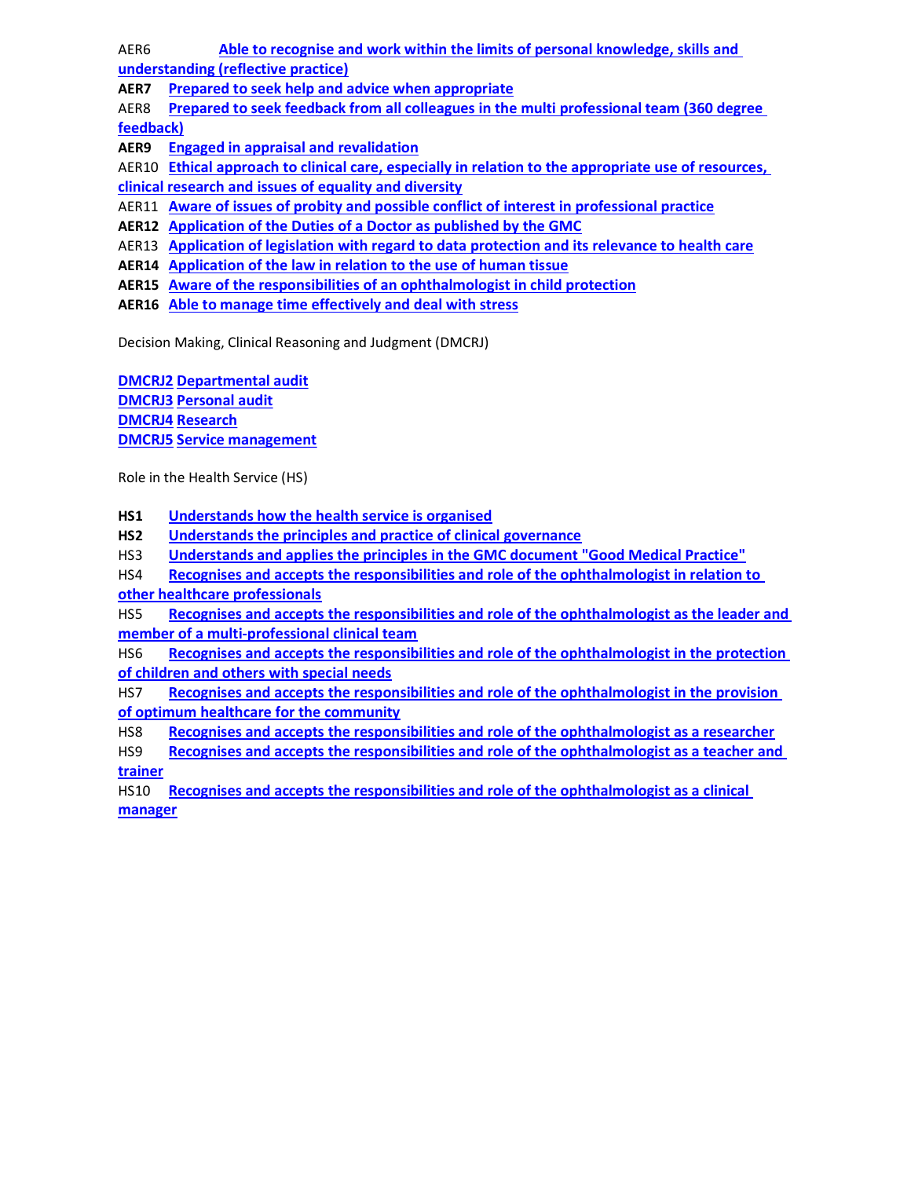AER6 Able to recognise and work within the limits of personal knowledge, skills and understanding (reflective practice)

**AER7** Prepared to seek help and advice when appropriate

AER8 Prepared to seek feedback from all colleagues in the multi professional team (360 degree feedback)

**AER9** Engaged in appraisal and revalidation

AER10 Ethical approach to clinical care, especially in relation to the appropriate use of resources, clinical research and issues of equality and diversity

AER11 Aware of issues of probity and possible conflict of interest in professional practice

**AER12** Application of the Duties of a Doctor as published by the GMC

AER13 Application of legislation with regard to data protection and its relevance to health care

**AER14** Application of the law in relation to the use of human tissue

**AER15** Aware of the responsibilities of an ophthalmologist in child protection

**AER16** Able to manage time effectively and deal with stress

Decision Making, Clinical Reasoning and Judgment (DMCRJ)

DMCRJ2 Departmental audit
DMCRJ3 Personal audit
DMCRJ4 Research
DMCRJ5 Service management

Role in the Health Service (HS)

**HS1** Understands how the health service is organised

**HS2** Understands the principles and practice of clinical governance

HS3 Understands and applies the principles in the GMC document "Good Medical Practice"

HS4 Recognises and accepts the responsibilities and role of the ophthalmologist in relation to other healthcare professionals

HS5 Recognises and accepts the responsibilities and role of the ophthalmologist as the leader and member of a multi-professional clinical team

HS6 Recognises and accepts the responsibilities and role of the ophthalmologist in the protection of children and others with special needs

HS7 Recognises and accepts the responsibilities and role of the ophthalmologist in the provision of optimum healthcare for the community

HS8 Recognises and accepts the responsibilities and role of the ophthalmologist as a researcher

HS9 Recognises and accepts the responsibilities and role of the ophthalmologist as a teacher and trainer

HS10 Recognises and accepts the responsibilities and role of the ophthalmologist as a clinical manager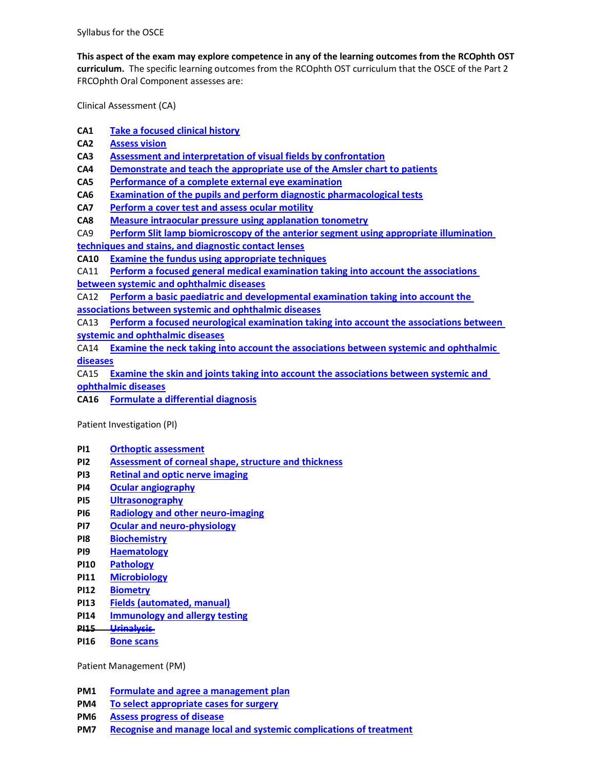Syllabus for the OSCE

**This aspect of the exam may explore competence in any of the learning outcomes from the RCOphth OST curriculum.** The specific learning outcomes from the RCOphth OST curriculum that the OSCE of the Part 2 FRCOphth Oral Component assesses are:

Clinical Assessment (CA)

**CA1** Take a focused clinical history
**CA2** Assess vision
**CA3** Assessment and interpretation of visual fields by confrontation
**CA4** Demonstrate and teach the appropriate use of the Amsler chart to patients
**CA5** Performance of a complete external eye examination
**CA6** Examination of the pupils and perform diagnostic pharmacological tests
**CA7** Perform a cover test and assess ocular motility
**CA8** Measure intraocular pressure using applanation tonometry
CA9 Perform Slit lamp biomicroscopy of the anterior segment using appropriate illumination techniques and stains, and diagnostic contact lenses
**CA10** Examine the fundus using appropriate techniques
CA11 Perform a focused general medical examination taking into account the associations between systemic and ophthalmic diseases
CA12 Perform a basic paediatric and developmental examination taking into account the associations between systemic and ophthalmic diseases
CA13 Perform a focused neurological examination taking into account the associations between systemic and ophthalmic diseases
CA14 Examine the neck taking into account the associations between systemic and ophthalmic diseases
CA15 Examine the skin and joints taking into account the associations between systemic and ophthalmic diseases
**CA16** Formulate a differential diagnosis

Patient Investigation (PI)

**PI1** Orthoptic assessment
**PI2** Assessment of corneal shape, structure and thickness
**PI3** Retinal and optic nerve imaging
**PI4** Ocular angiography
**PI5** Ultrasonography
**PI6** Radiology and other neuro-imaging
**PI7** Ocular and neuro-physiology
**PI8** Biochemistry
**PI9** Haematology
**PI10** Pathology
**PI11** Microbiology
**PI12** Biometry
**PI13** Fields (automated, manual)
**PI14** Immunology and allergy testing
~~**PI15** Urinalysis~~
**PI16** Bone scans

Patient Management (PM)

**PM1** Formulate and agree a management plan
**PM4** To select appropriate cases for surgery
**PM6** Assess progress of disease
**PM7** Recognise and manage local and systemic complications of treatment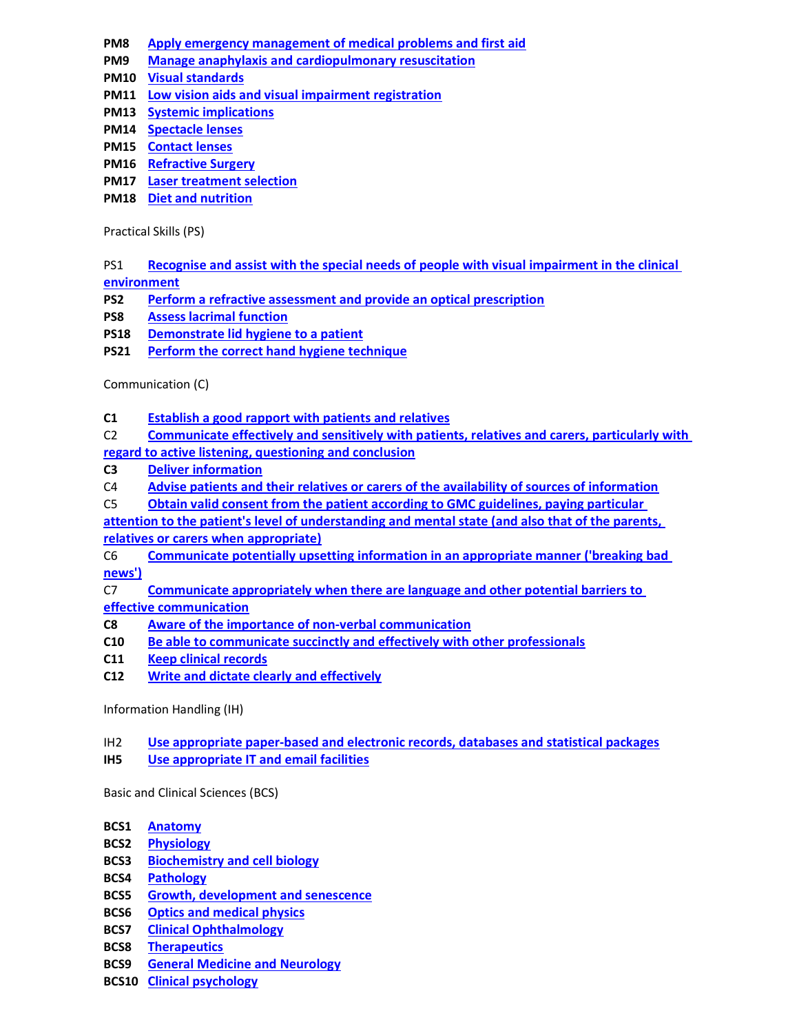**PM8** Apply emergency management of medical problems and first aid
**PM9** Manage anaphylaxis and cardiopulmonary resuscitation
**PM10** Visual standards
**PM11** Low vision aids and visual impairment registration
**PM13** Systemic implications
**PM14** Spectacle lenses
**PM15** Contact lenses
**PM16** Refractive Surgery
**PM17** Laser treatment selection
**PM18** Diet and nutrition

Practical Skills (PS)

PS1 Recognise and assist with the special needs of people with visual impairment in the clinical environment
**PS2** Perform a refractive assessment and provide an optical prescription
**PS8** Assess lacrimal function
**PS18** Demonstrate lid hygiene to a patient
**PS21** Perform the correct hand hygiene technique

Communication (C)

**C1** Establish a good rapport with patients and relatives
C2 Communicate effectively and sensitively with patients, relatives and carers, particularly with regard to active listening, questioning and conclusion
**C3** Deliver information
C4 Advise patients and their relatives or carers of the availability of sources of information
C5 Obtain valid consent from the patient according to GMC guidelines, paying particular attention to the patient's level of understanding and mental state (and also that of the parents, relatives or carers when appropriate)
C6 Communicate potentially upsetting information in an appropriate manner ('breaking bad news')
C7 Communicate appropriately when there are language and other potential barriers to effective communication
**C8** Aware of the importance of non-verbal communication
**C10** Be able to communicate succinctly and effectively with other professionals
**C11** Keep clinical records
**C12** Write and dictate clearly and effectively

Information Handling (IH)

IH2 Use appropriate paper-based and electronic records, databases and statistical packages
**IH5** Use appropriate IT and email facilities

Basic and Clinical Sciences (BCS)

**BCS1** Anatomy
**BCS2** Physiology
**BCS3** Biochemistry and cell biology
**BCS4** Pathology
**BCS5** Growth, development and senescence
**BCS6** Optics and medical physics
**BCS7** Clinical Ophthalmology
**BCS8** Therapeutics
**BCS9** General Medicine and Neurology
**BCS10** Clinical psychology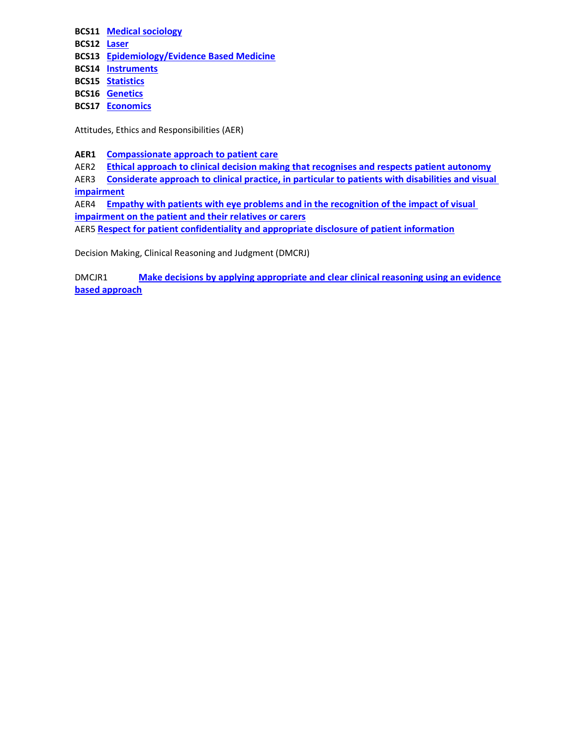**BCS11** Medical sociology

**BCS12** Laser

**BCS13** Epidemiology/Evidence Based Medicine

**BCS14** Instruments

**BCS15** Statistics

**BCS16** Genetics

**BCS17** Economics

Attitudes, Ethics and Responsibilities (AER)

**AER1** **Compassionate approach to patient care**

AER2 **Ethical approach to clinical decision making that recognises and respects patient autonomy**

AER3 **Considerate approach to clinical practice, in particular to patients with disabilities and visual impairment**

AER4 **Empathy with patients with eye problems and in the recognition of the impact of visual impairment on the patient and their relatives or carers**

AER5 **Respect for patient confidentiality and appropriate disclosure of patient information**

Decision Making, Clinical Reasoning and Judgment (DMCRJ)

DMCJR1 **Make decisions by applying appropriate and clear clinical reasoning using an evidence based approach**